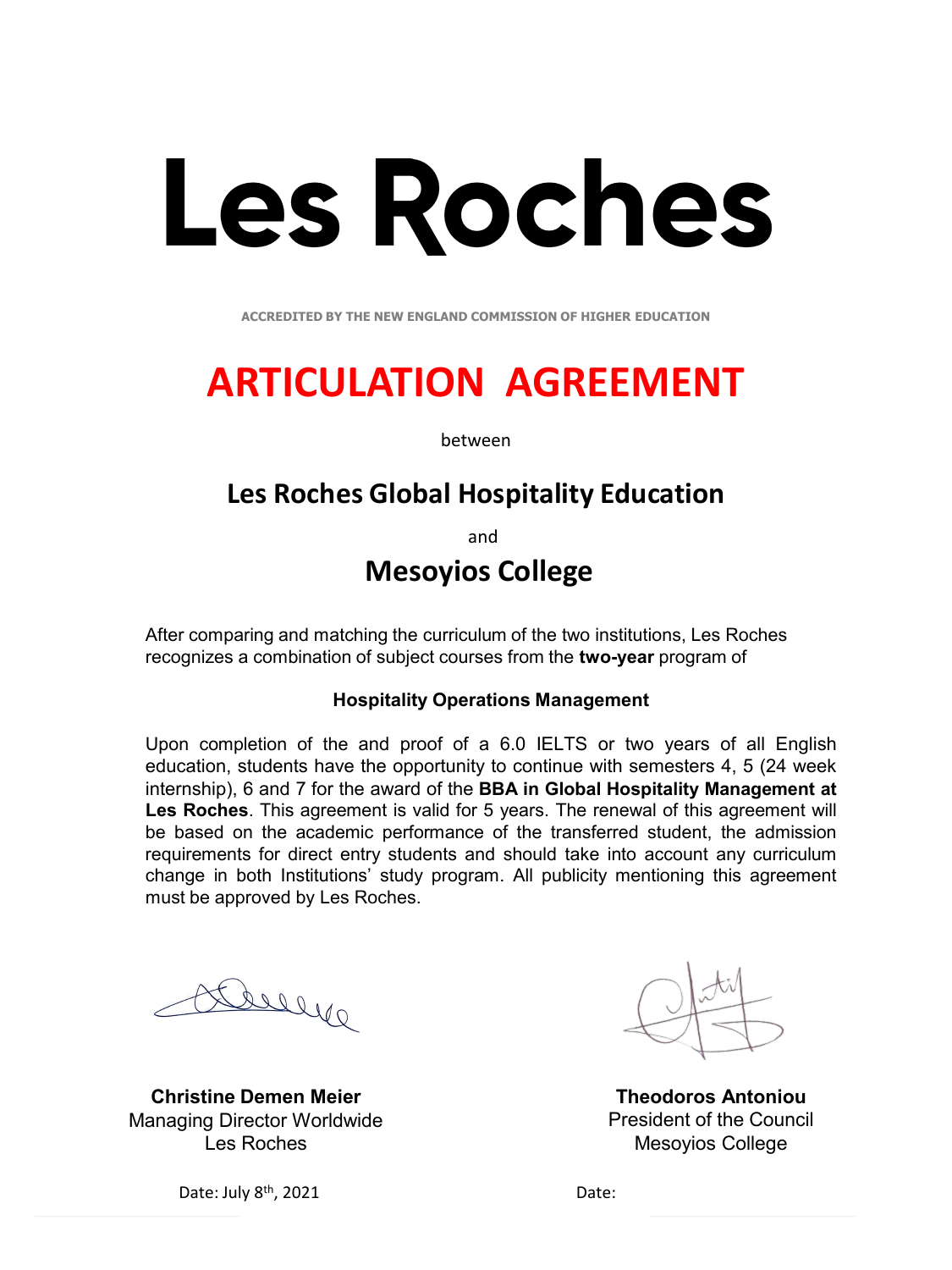# Les Roches

ACCREDITED BY THE NEW ENGLAND COMMISSION OF HIGHER EDUCATION

# ARTICULATION AGREEMENT

between

## Les Roches Global Hospitality Education

and

## Mesoyios College

After comparing and matching the curriculum of the two institutions, Les Roches recognizes a combination of subject courses from the **two-year** program of

**Hospitality Operations Management**

Upon completion of the and proof of a 6.0 IELTS or two years of all English education, students have the opportunity to continue with semesters 4, 5 (24 week internship), 6 and 7 for the award of the **BBA in Global Hospitality Management at Les Roches**. This agreement is valid for 5 years. The renewal of this agreement will be based on the academic performance of the transferred student, the admission requirements for direct entry students and should take into account any curriculum change in both Institutions' study program. All publicity mentioning this agreement must be approved by Les Roches.

**Christine Demen Meier**
Managing Director Worldwide
Les Roches

Date: July 8th, 2021

**Theodoros Antoniou**
President of the Council
Mesoyios College

Date: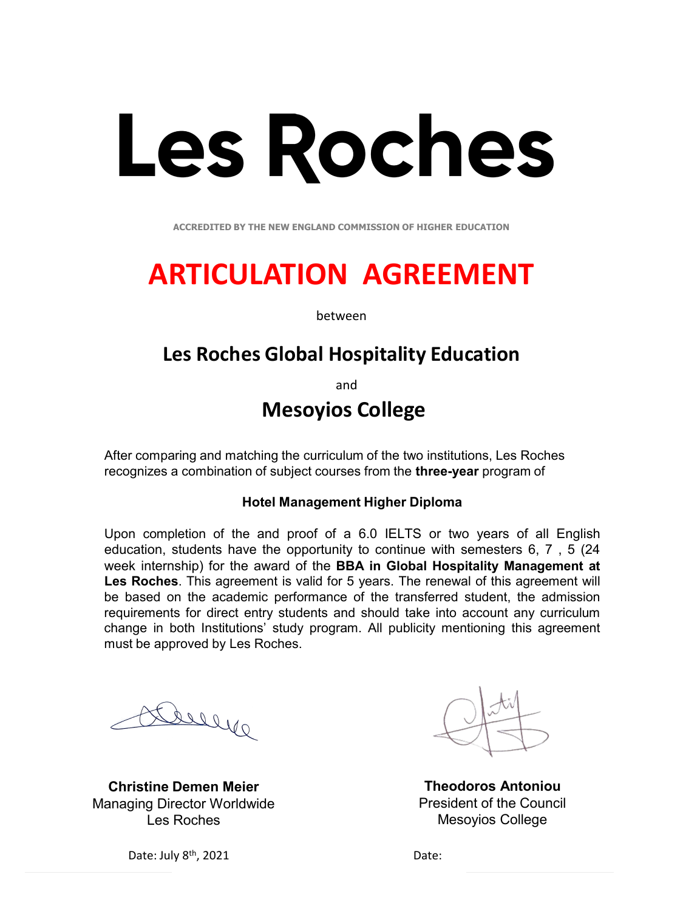# Les Roches

ACCREDITED BY THE NEW ENGLAND COMMISSION OF HIGHER EDUCATION

# ARTICULATION AGREEMENT

between

## Les Roches Global Hospitality Education

and

## Mesoyios College

After comparing and matching the curriculum of the two institutions, Les Roches recognizes a combination of subject courses from the **three-year** program of

**Hotel Management Higher Diploma**

Upon completion of the and proof of a 6.0 IELTS or two years of all English education, students have the opportunity to continue with semesters 6, 7 , 5 (24 week internship) for the award of the **BBA in Global Hospitality Management at Les Roches**. This agreement is valid for 5 years. The renewal of this agreement will be based on the academic performance of the transferred student, the admission requirements for direct entry students and should take into account any curriculum change in both Institutions' study program. All publicity mentioning this agreement must be approved by Les Roches.

**Christine Demen Meier**
Managing Director Worldwide
Les Roches

Date: July 8th, 2021

**Theodoros Antoniou**
President of the Council
Mesoyios College

Date: